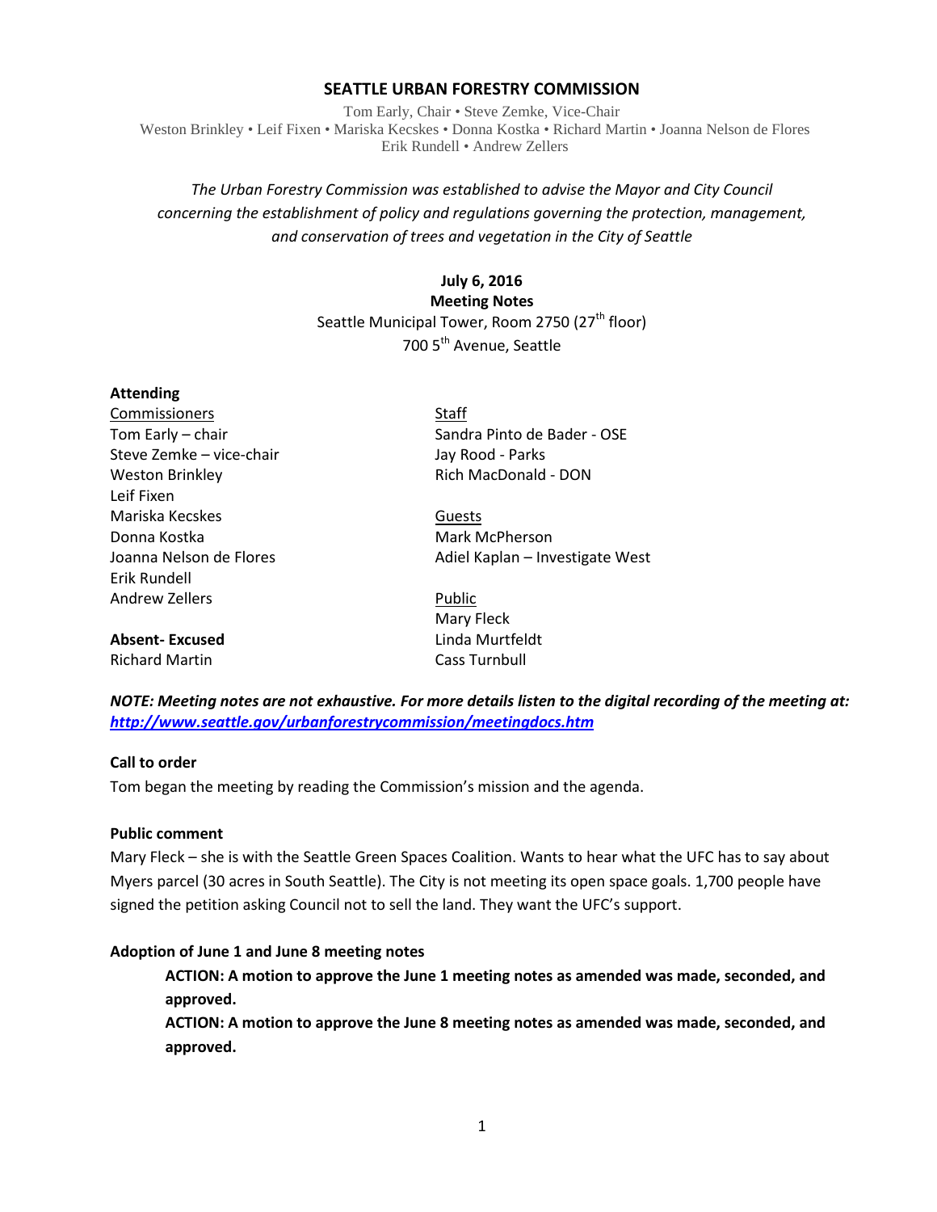# SEATTLE URBAN FORESTRY COMMISSION

Tom Early, Chair • Steve Zemke, Vice-Chair
Weston Brinkley • Leif Fixen • Mariska Kecskes • Donna Kostka • Richard Martin • Joanna Nelson de Flores
Erik Rundell • Andrew Zellers

*The Urban Forestry Commission was established to advise the Mayor and City Council concerning the establishment of policy and regulations governing the protection, management, and conservation of trees and vegetation in the City of Seattle*

**July 6, 2016**
**Meeting Notes**
Seattle Municipal Tower, Room 2750 (27th floor)
700 5th Avenue, Seattle

**Attending**

Commissioners
Tom Early – chair
Steve Zemke – vice-chair
Weston Brinkley
Leif Fixen
Mariska Kecskes
Donna Kostka
Joanna Nelson de Flores
Erik Rundell
Andrew Zellers

**Absent- Excused**
Richard Martin

Staff
Sandra Pinto de Bader - OSE
Jay Rood - Parks
Rich MacDonald - DON

Guests
Mark McPherson
Adiel Kaplan – Investigate West

Public
Mary Fleck
Linda Murtfeldt
Cass Turnbull

***NOTE: Meeting notes are not exhaustive. For more details listen to the digital recording of the meeting at: http://www.seattle.gov/urbanforestrycommission/meetingdocs.htm***

**Call to order**

Tom began the meeting by reading the Commission's mission and the agenda.

**Public comment**

Mary Fleck – she is with the Seattle Green Spaces Coalition. Wants to hear what the UFC has to say about Myers parcel (30 acres in South Seattle). The City is not meeting its open space goals. 1,700 people have signed the petition asking Council not to sell the land. They want the UFC's support.

**Adoption of June 1 and June 8 meeting notes**

**ACTION: A motion to approve the June 1 meeting notes as amended was made, seconded, and approved.**

**ACTION: A motion to approve the June 8 meeting notes as amended was made, seconded, and approved.**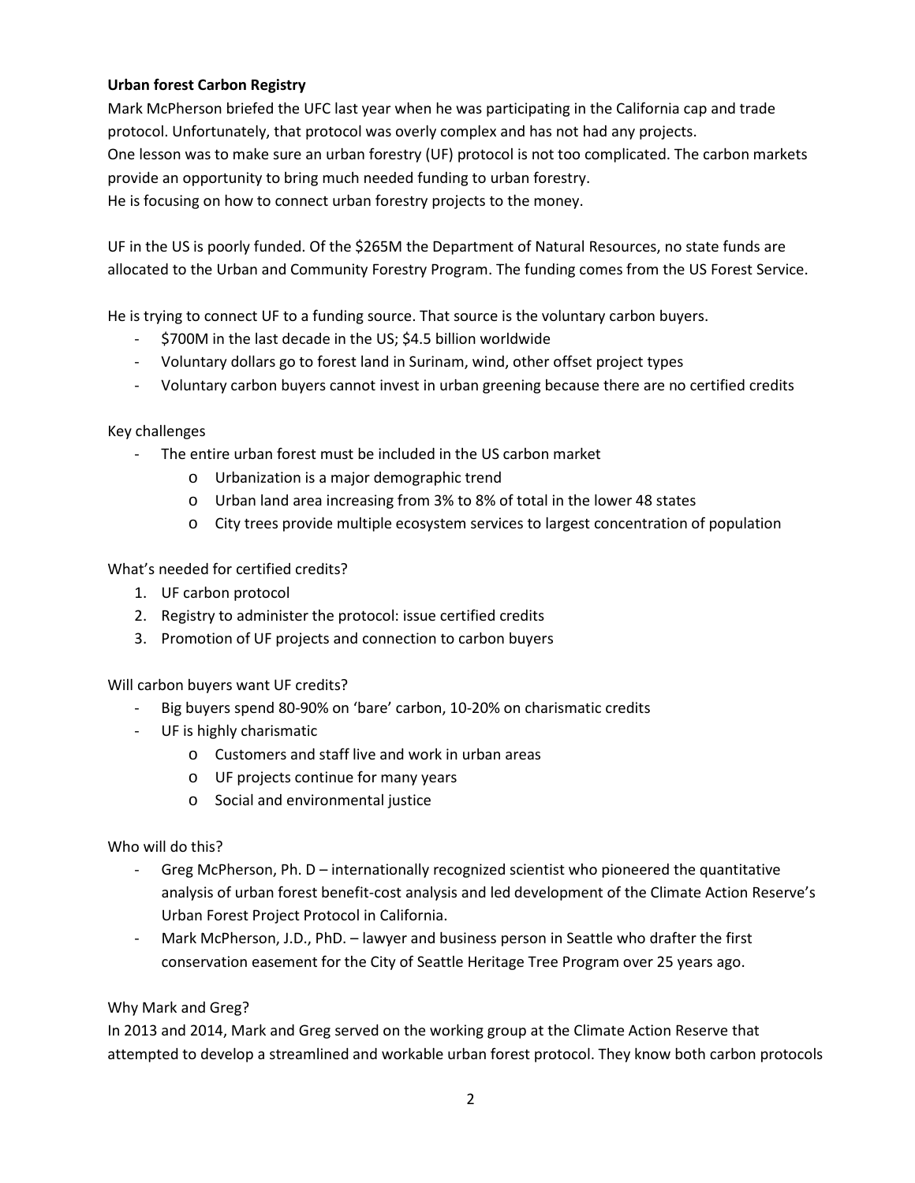**Urban forest Carbon Registry**

Mark McPherson briefed the UFC last year when he was participating in the California cap and trade protocol. Unfortunately, that protocol was overly complex and has not had any projects.

One lesson was to make sure an urban forestry (UF) protocol is not too complicated. The carbon markets provide an opportunity to bring much needed funding to urban forestry.

He is focusing on how to connect urban forestry projects to the money.

UF in the US is poorly funded. Of the $265M the Department of Natural Resources, no state funds are allocated to the Urban and Community Forestry Program. The funding comes from the US Forest Service.

He is trying to connect UF to a funding source. That source is the voluntary carbon buyers.

- $700M in the last decade in the US; $4.5 billion worldwide
- Voluntary dollars go to forest land in Surinam, wind, other offset project types
- Voluntary carbon buyers cannot invest in urban greening because there are no certified credits

Key challenges

- The entire urban forest must be included in the US carbon market
    - Urbanization is a major demographic trend
    - Urban land area increasing from 3% to 8% of total in the lower 48 states
    - City trees provide multiple ecosystem services to largest concentration of population

What's needed for certified credits?

1. UF carbon protocol
2. Registry to administer the protocol: issue certified credits
3. Promotion of UF projects and connection to carbon buyers

Will carbon buyers want UF credits?

- Big buyers spend 80-90% on 'bare' carbon, 10-20% on charismatic credits
- UF is highly charismatic
    - Customers and staff live and work in urban areas
    - UF projects continue for many years
    - Social and environmental justice

Who will do this?

- Greg McPherson, Ph. D – internationally recognized scientist who pioneered the quantitative analysis of urban forest benefit-cost analysis and led development of the Climate Action Reserve's Urban Forest Project Protocol in California.
- Mark McPherson, J.D., PhD. – lawyer and business person in Seattle who drafter the first conservation easement for the City of Seattle Heritage Tree Program over 25 years ago.

Why Mark and Greg?

In 2013 and 2014, Mark and Greg served on the working group at the Climate Action Reserve that attempted to develop a streamlined and workable urban forest protocol. They know both carbon protocols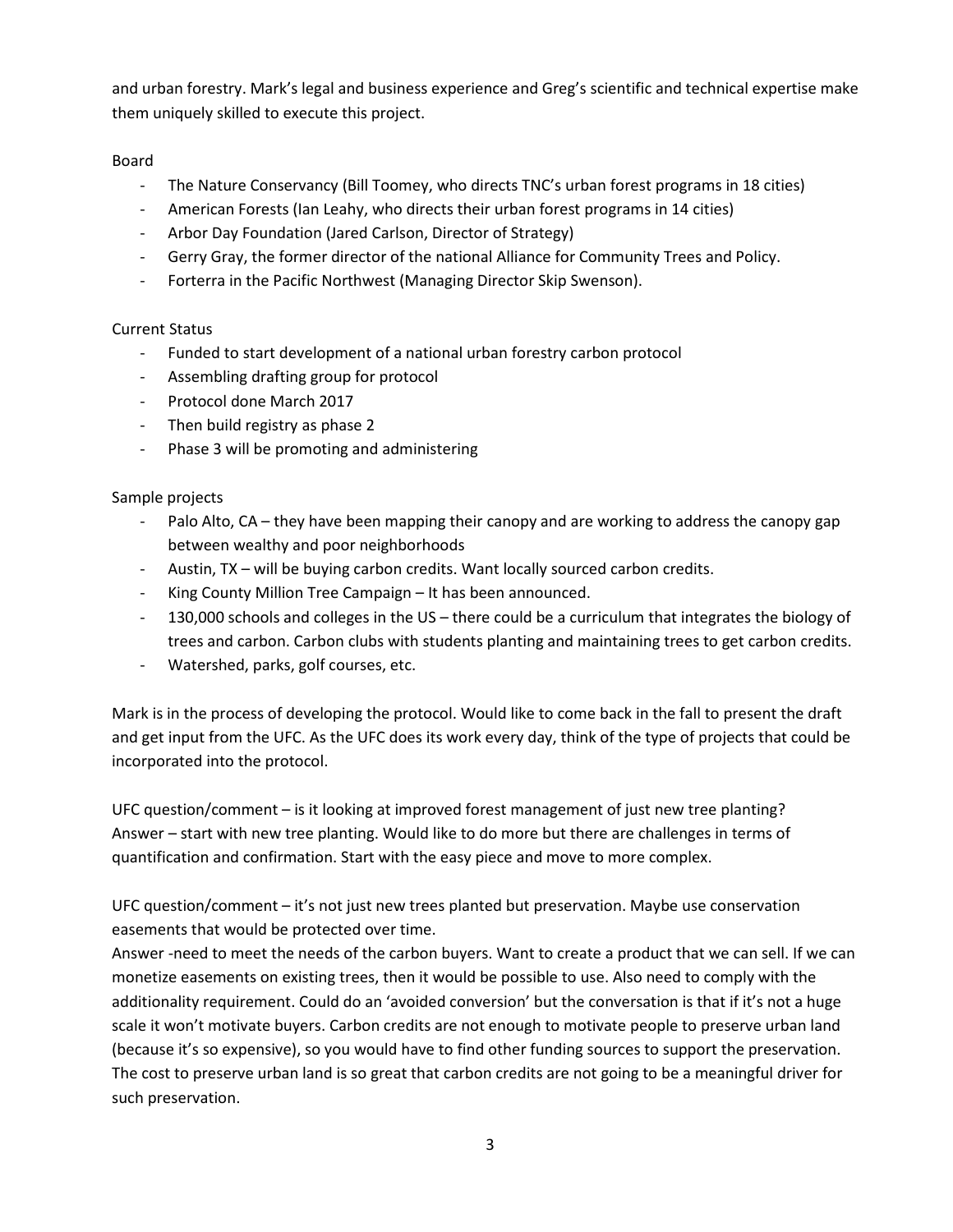and urban forestry. Mark's legal and business experience and Greg's scientific and technical expertise make them uniquely skilled to execute this project.

Board

- The Nature Conservancy (Bill Toomey, who directs TNC's urban forest programs in 18 cities)
- American Forests (Ian Leahy, who directs their urban forest programs in 14 cities)
- Arbor Day Foundation (Jared Carlson, Director of Strategy)
- Gerry Gray, the former director of the national Alliance for Community Trees and Policy.
- Forterra in the Pacific Northwest (Managing Director Skip Swenson).

Current Status

- Funded to start development of a national urban forestry carbon protocol
- Assembling drafting group for protocol
- Protocol done March 2017
- Then build registry as phase 2
- Phase 3 will be promoting and administering

Sample projects

- Palo Alto, CA – they have been mapping their canopy and are working to address the canopy gap between wealthy and poor neighborhoods
- Austin, TX – will be buying carbon credits. Want locally sourced carbon credits.
- King County Million Tree Campaign – It has been announced.
- 130,000 schools and colleges in the US – there could be a curriculum that integrates the biology of trees and carbon. Carbon clubs with students planting and maintaining trees to get carbon credits.
- Watershed, parks, golf courses, etc.

Mark is in the process of developing the protocol. Would like to come back in the fall to present the draft and get input from the UFC. As the UFC does its work every day, think of the type of projects that could be incorporated into the protocol.

UFC question/comment – is it looking at improved forest management of just new tree planting?
Answer – start with new tree planting. Would like to do more but there are challenges in terms of quantification and confirmation. Start with the easy piece and move to more complex.

UFC question/comment – it's not just new trees planted but preservation. Maybe use conservation easements that would be protected over time.
Answer -need to meet the needs of the carbon buyers. Want to create a product that we can sell. If we can monetize easements on existing trees, then it would be possible to use. Also need to comply with the additionality requirement. Could do an 'avoided conversion' but the conversation is that if it's not a huge scale it won't motivate buyers. Carbon credits are not enough to motivate people to preserve urban land (because it's so expensive), so you would have to find other funding sources to support the preservation. The cost to preserve urban land is so great that carbon credits are not going to be a meaningful driver for such preservation.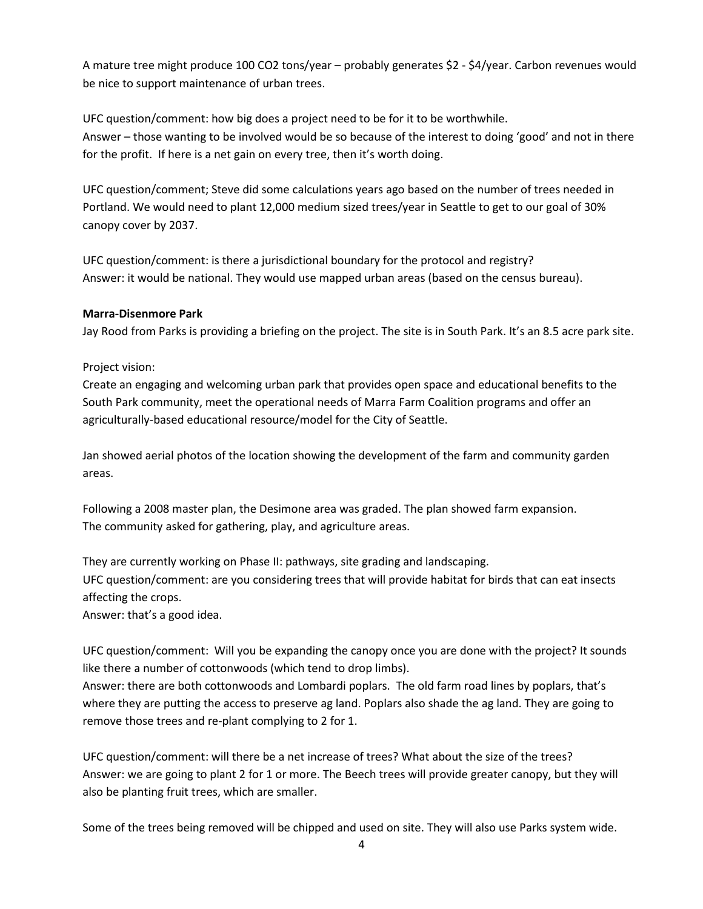A mature tree might produce 100 $CO_2$ tons/year – probably generates \$2 - \$4/year. Carbon revenues would be nice to support maintenance of urban trees.

UFC question/comment: how big does a project need to be for it to be worthwhile.
Answer – those wanting to be involved would be so because of the interest to doing 'good' and not in there for the profit. If here is a net gain on every tree, then it's worth doing.

UFC question/comment; Steve did some calculations years ago based on the number of trees needed in Portland. We would need to plant 12,000 medium sized trees/year in Seattle to get to our goal of 30% canopy cover by 2037.

UFC question/comment: is there a jurisdictional boundary for the protocol and registry?
Answer: it would be national. They would use mapped urban areas (based on the census bureau).

**Marra-Disenmore Park**

Jay Rood from Parks is providing a briefing on the project. The site is in South Park. It's an 8.5 acre park site.

Project vision:
Create an engaging and welcoming urban park that provides open space and educational benefits to the South Park community, meet the operational needs of Marra Farm Coalition programs and offer an agriculturally-based educational resource/model for the City of Seattle.

Jan showed aerial photos of the location showing the development of the farm and community garden areas.

Following a 2008 master plan, the Desimone area was graded. The plan showed farm expansion.
The community asked for gathering, play, and agriculture areas.

They are currently working on Phase II: pathways, site grading and landscaping.
UFC question/comment: are you considering trees that will provide habitat for birds that can eat insects affecting the crops.
Answer: that's a good idea.

UFC question/comment: Will you be expanding the canopy once you are done with the project? It sounds like there a number of cottonwoods (which tend to drop limbs).
Answer: there are both cottonwoods and Lombardi poplars. The old farm road lines by poplars, that's where they are putting the access to preserve ag land. Poplars also shade the ag land. They are going to remove those trees and re-plant complying to 2 for 1.

UFC question/comment: will there be a net increase of trees? What about the size of the trees?
Answer: we are going to plant 2 for 1 or more. The Beech trees will provide greater canopy, but they will also be planting fruit trees, which are smaller.

Some of the trees being removed will be chipped and used on site. They will also use Parks system wide.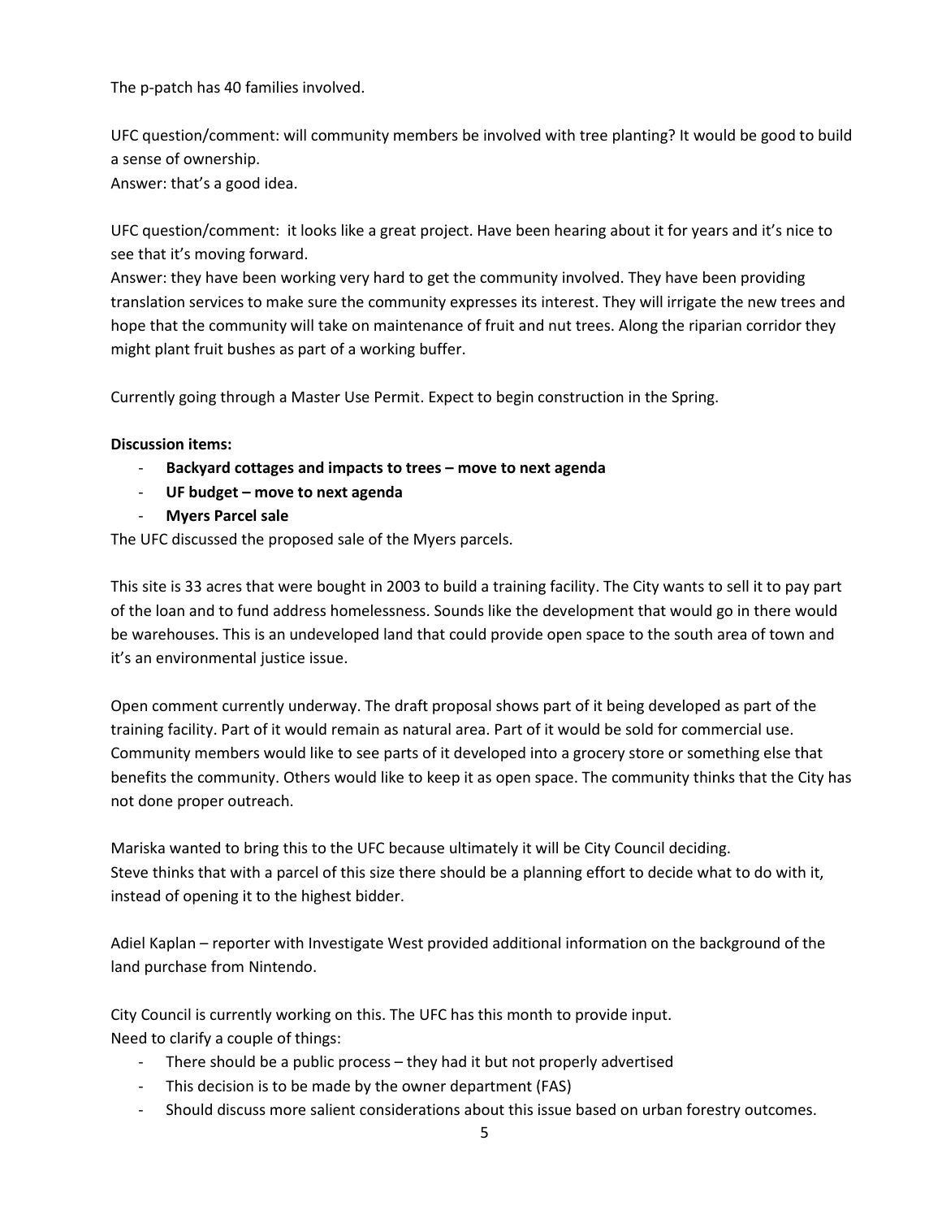The p-patch has 40 families involved.

UFC question/comment: will community members be involved with tree planting? It would be good to build a sense of ownership.
Answer: that's a good idea.

UFC question/comment: it looks like a great project. Have been hearing about it for years and it's nice to see that it's moving forward.
Answer: they have been working very hard to get the community involved. They have been providing translation services to make sure the community expresses its interest. They will irrigate the new trees and hope that the community will take on maintenance of fruit and nut trees. Along the riparian corridor they might plant fruit bushes as part of a working buffer.

Currently going through a Master Use Permit. Expect to begin construction in the Spring.

**Discussion items:**

- **Backyard cottages and impacts to trees – move to next agenda**
- **UF budget – move to next agenda**
- **Myers Parcel sale**

The UFC discussed the proposed sale of the Myers parcels.

This site is 33 acres that were bought in 2003 to build a training facility. The City wants to sell it to pay part of the loan and to fund address homelessness. Sounds like the development that would go in there would be warehouses. This is an undeveloped land that could provide open space to the south area of town and it's an environmental justice issue.

Open comment currently underway. The draft proposal shows part of it being developed as part of the training facility. Part of it would remain as natural area. Part of it would be sold for commercial use. Community members would like to see parts of it developed into a grocery store or something else that benefits the community. Others would like to keep it as open space. The community thinks that the City has not done proper outreach.

Mariska wanted to bring this to the UFC because ultimately it will be City Council deciding.
Steve thinks that with a parcel of this size there should be a planning effort to decide what to do with it, instead of opening it to the highest bidder.

Adiel Kaplan – reporter with Investigate West provided additional information on the background of the land purchase from Nintendo.

City Council is currently working on this. The UFC has this month to provide input.
Need to clarify a couple of things:

- There should be a public process – they had it but not properly advertised
- This decision is to be made by the owner department (FAS)
- Should discuss more salient considerations about this issue based on urban forestry outcomes.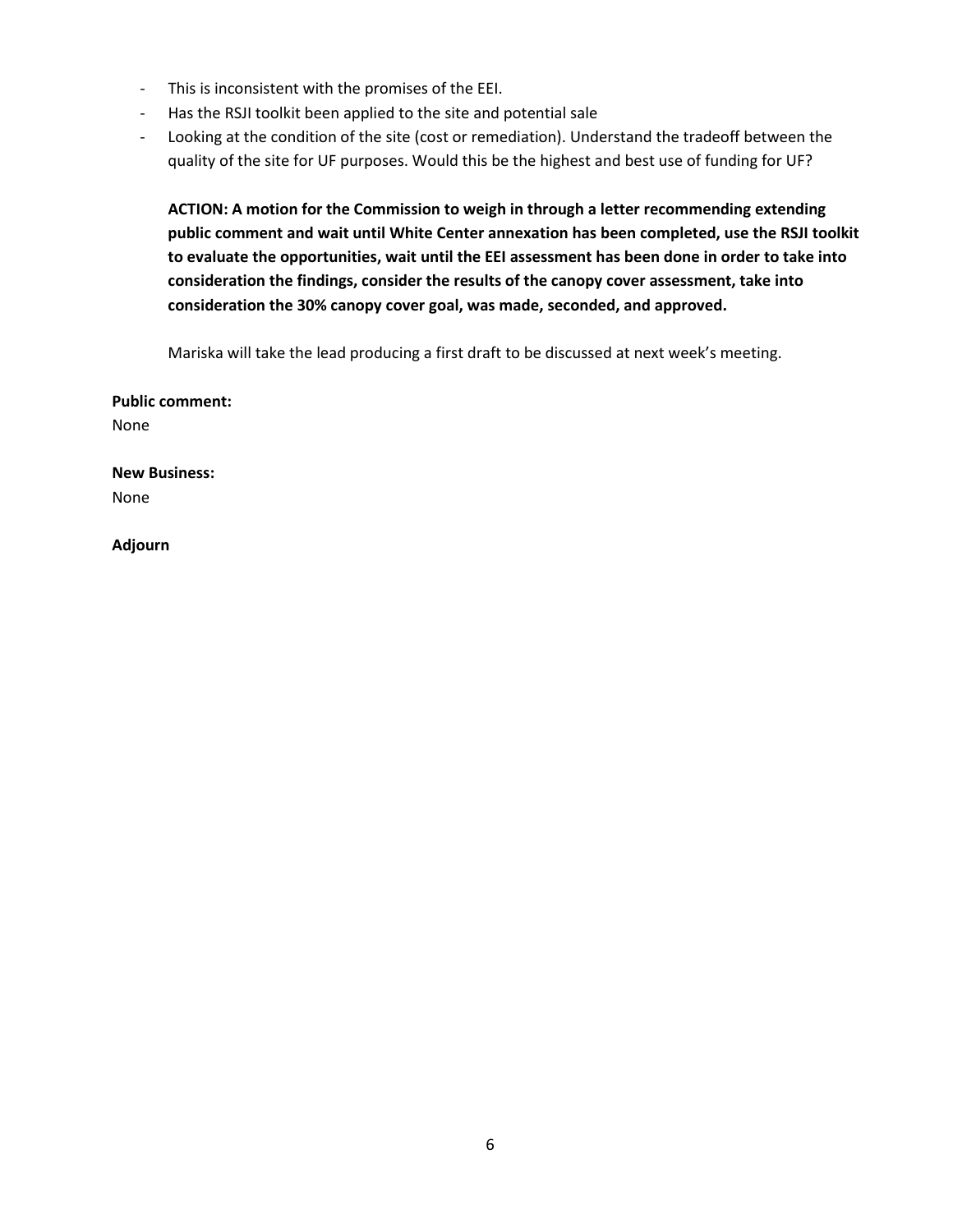- This is inconsistent with the promises of the EEI.
- Has the RSJI toolkit been applied to the site and potential sale
- Looking at the condition of the site (cost or remediation). Understand the tradeoff between the quality of the site for UF purposes. Would this be the highest and best use of funding for UF?

  **ACTION: A motion for the Commission to weigh in through a letter recommending extending public comment and wait until White Center annexation has been completed, use the RSJI toolkit to evaluate the opportunities, wait until the EEI assessment has been done in order to take into consideration the findings, consider the results of the canopy cover assessment, take into consideration the 30% canopy cover goal, was made, seconded, and approved.**

  Mariska will take the lead producing a first draft to be discussed at next week's meeting.

**Public comment:**

None

**New Business:**

None

**Adjourn**